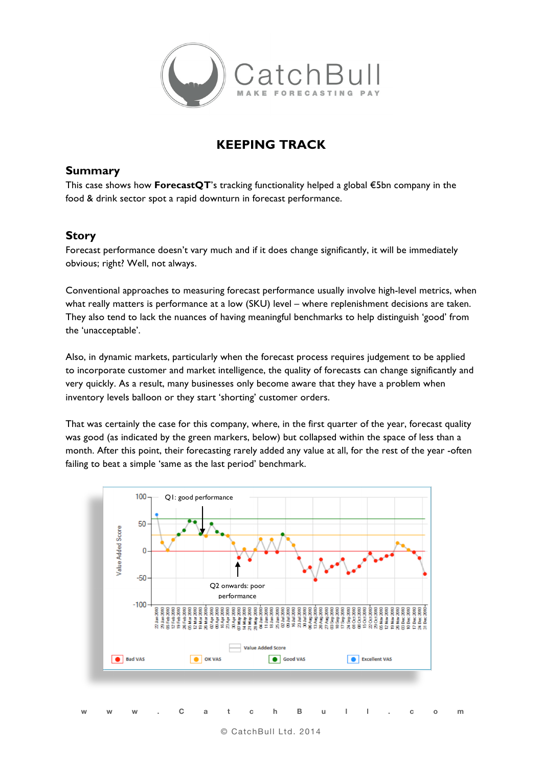CatchBull

MAKE FORECASTING PAY

# KEEPING TRACK

## Summary

This case shows how **ForecastQT**'s tracking functionality helped a global €5bn company in the food & drink sector spot a rapid downturn in forecast performance.

## Story

Forecast performance doesn't vary much and if it does change significantly, it will be immediately obvious; right? Well, not always.

Conventional approaches to measuring forecast performance usually involve high-level metrics, when what really matters is performance at a low (SKU) level – where replenishment decisions are taken. They also tend to lack the nuances of having meaningful benchmarks to help distinguish 'good' from the 'unacceptable'.

Also, in dynamic markets, particularly when the forecast process requires judgement to be applied to incorporate customer and market intelligence, the quality of forecasts can change significantly and very quickly. As a result, many businesses only become aware that they have a problem when inventory levels balloon or they start 'shorting' customer orders.

That was certainly the case for this company, where, in the first quarter of the year, forecast quality was good (as indicated by the green markers, below) but collapsed within the space of less than a month. After this point, their forecasting rarely added any value at all, for the rest of the year -often failing to beat a simple 'same as the last period' benchmark.

Q1: good performance

Q2 onwards: poor performance

Value Added Score

Bad VAS | OK VAS | Good VAS | Excellent VAS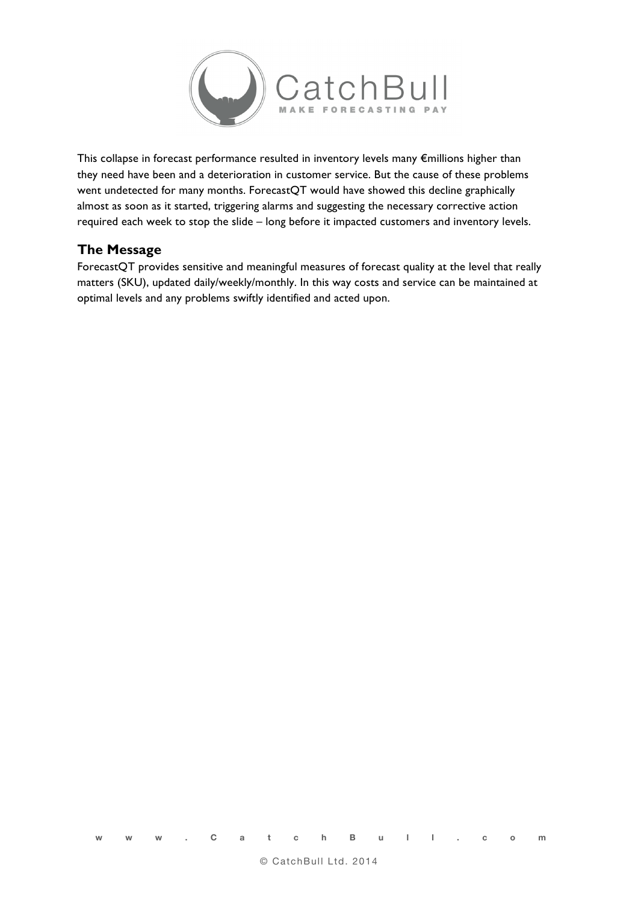This collapse in forecast performance resulted in inventory levels many €millions higher than they need have been and a deterioration in customer service. But the cause of these problems went undetected for many months. ForecastQT would have showed this decline graphically almost as soon as it started, triggering alarms and suggesting the necessary corrective action required each week to stop the slide – long before it impacted customers and inventory levels.

## The Message

ForecastQT provides sensitive and meaningful measures of forecast quality at the level that really matters (SKU), updated daily/weekly/monthly. In this way costs and service can be maintained at optimal levels and any problems swiftly identified and acted upon.